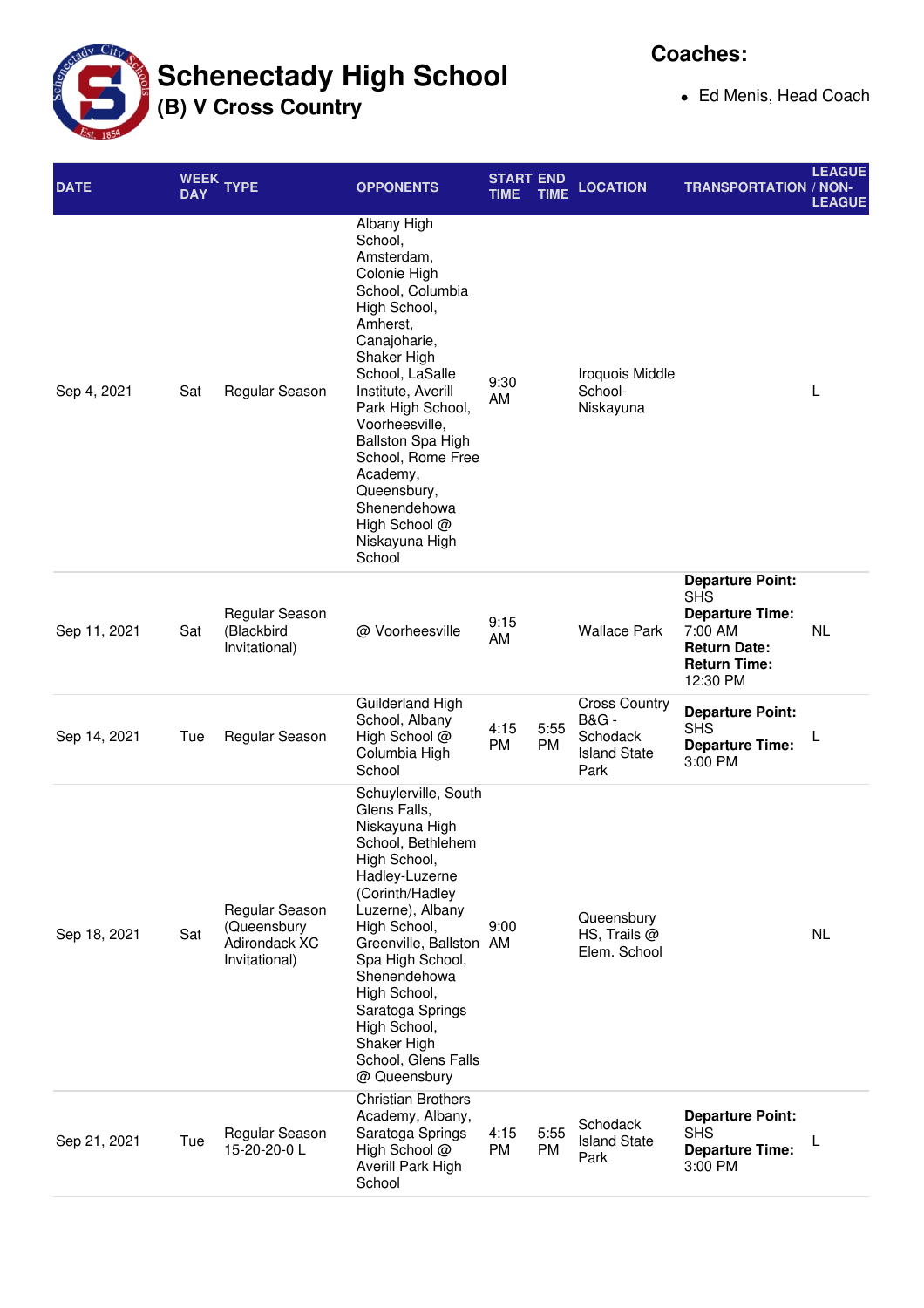# Schenectady High School

## (B) V Cross Country

**Coaches:**

- Ed Menis, Head Coach

| DATE | WEEK DAY | TYPE | OPPONENTS | START TIME | END TIME | LOCATION | TRANSPORTATION | LEAGUE / NON-LEAGUE |
|---|---|---|---|---|---|---|---|---|
| Sep 4, 2021 | Sat | Regular Season | Albany High School, Amsterdam, Colonie High School, Columbia High School, Amherst, Canajoharie, Shaker High School, LaSalle Institute, Averill Park High School, Voorheesville, Ballston Spa High School, Rome Free Academy, Queensbury, Shenendehowa High School @ Niskayuna High School | 9:30 AM | | Iroquois Middle School-Niskayuna | | L |
| Sep 11, 2021 | Sat | Regular Season (Blackbird Invitational) | @ Voorheesville | 9:15 AM | | Wallace Park | **Departure Point:** SHS **Departure Time:** 7:00 AM **Return Date:** **Return Time:** 12:30 PM | NL |
| Sep 14, 2021 | Tue | Regular Season | Guilderland High School, Albany High School @ Columbia High School | 4:15 PM | 5:55 PM | Cross Country B&G - Schodack Island State Park | **Departure Point:** SHS **Departure Time:** 3:00 PM | L |
| Sep 18, 2021 | Sat | Regular Season (Queensbury Adirondack XC Invitational) | Schuylerville, South Glens Falls, Niskayuna High School, Bethlehem High School, Hadley-Luzerne (Corinth/Hadley Luzerne), Albany High School, Greenville, Ballston Spa High School, Shenendehowa High School, Saratoga Springs High School, Shaker High School, Glens Falls @ Queensbury | 9:00 AM | | Queensbury HS, Trails @ Elem. School | | NL |
| Sep 21, 2021 | Tue | Regular Season 15-20-20-0 L | Christian Brothers Academy, Albany, Saratoga Springs High School @ Averill Park High School | 4:15 PM | 5:55 PM | Schodack Island State Park | **Departure Point:** SHS **Departure Time:** 3:00 PM | L |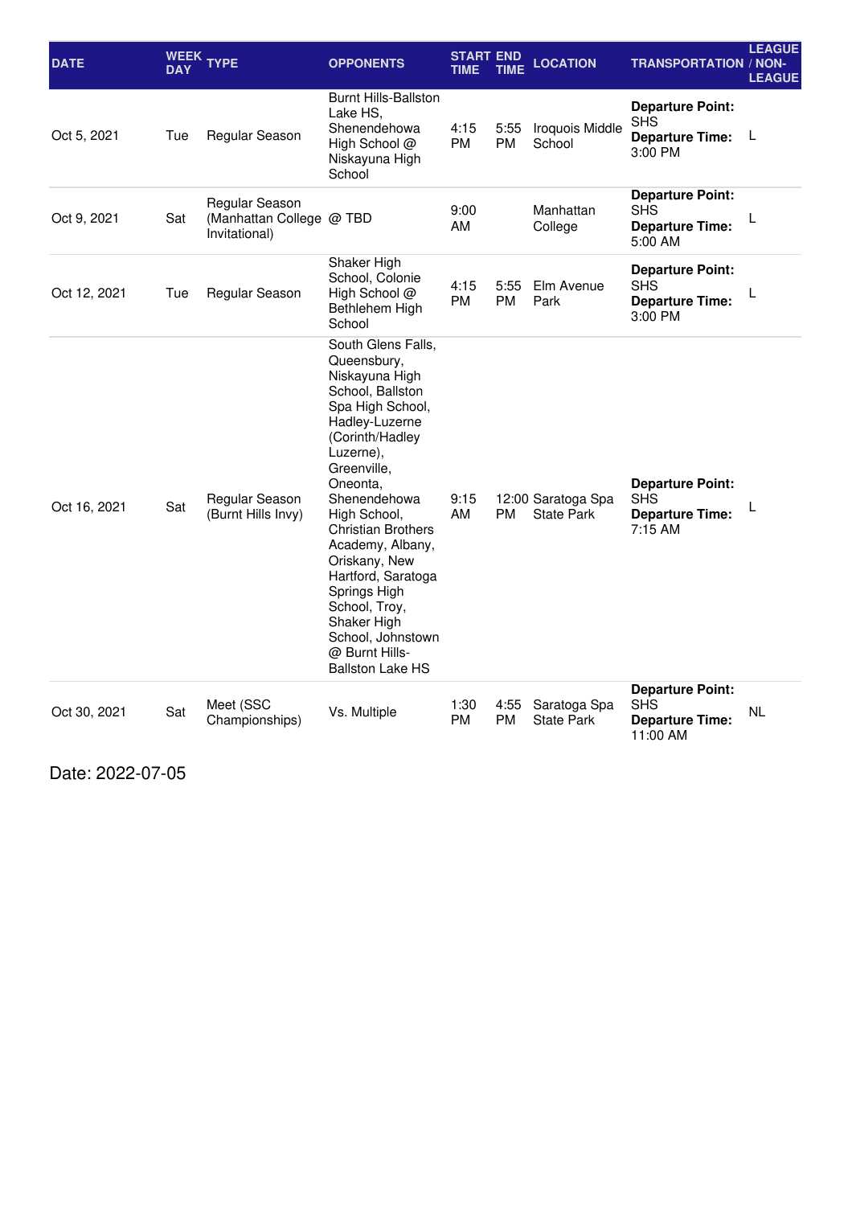| DATE | WEEK DAY | TYPE | OPPONENTS | START TIME | END TIME | LOCATION | TRANSPORTATION | LEAGUE / NON-LEAGUE |
|---|---|---|---|---|---|---|---|---|
| Oct 5, 2021 | Tue | Regular Season | Burnt Hills-Ballston Lake HS, Shenendehowa High School @ Niskayuna High School | 4:15 PM | 5:55 PM | Iroquois Middle School | **Departure Point:** SHS **Departure Time:** 3:00 PM | L |
| Oct 9, 2021 | Sat | Regular Season (Manhattan College Invitational) | @ TBD | 9:00 AM | | Manhattan College | **Departure Point:** SHS **Departure Time:** 5:00 AM | L |
| Oct 12, 2021 | Tue | Regular Season | Shaker High School, Colonie High School @ Bethlehem High School | 4:15 PM | 5:55 PM | Elm Avenue Park | **Departure Point:** SHS **Departure Time:** 3:00 PM | L |
| Oct 16, 2021 | Sat | Regular Season (Burnt Hills Invy) | South Glens Falls, Queensbury, Niskayuna High School, Ballston Spa High School, Hadley-Luzerne (Corinth/Hadley Luzerne), Greenville, Oneonta, Shenendehowa High School, Christian Brothers Academy, Albany, Oriskany, New Hartford, Saratoga Springs High School, Troy, Shaker High School, Johnstown @ Burnt Hills-Ballston Lake HS | 9:15 AM | 12:00 PM | Saratoga Spa State Park | **Departure Point:** SHS **Departure Time:** 7:15 AM | L |
| Oct 30, 2021 | Sat | Meet (SSC Championships) | Vs. Multiple | 1:30 PM | 4:55 PM | Saratoga Spa State Park | **Departure Point:** SHS **Departure Time:** 11:00 AM | NL |

Date: 2022-07-05